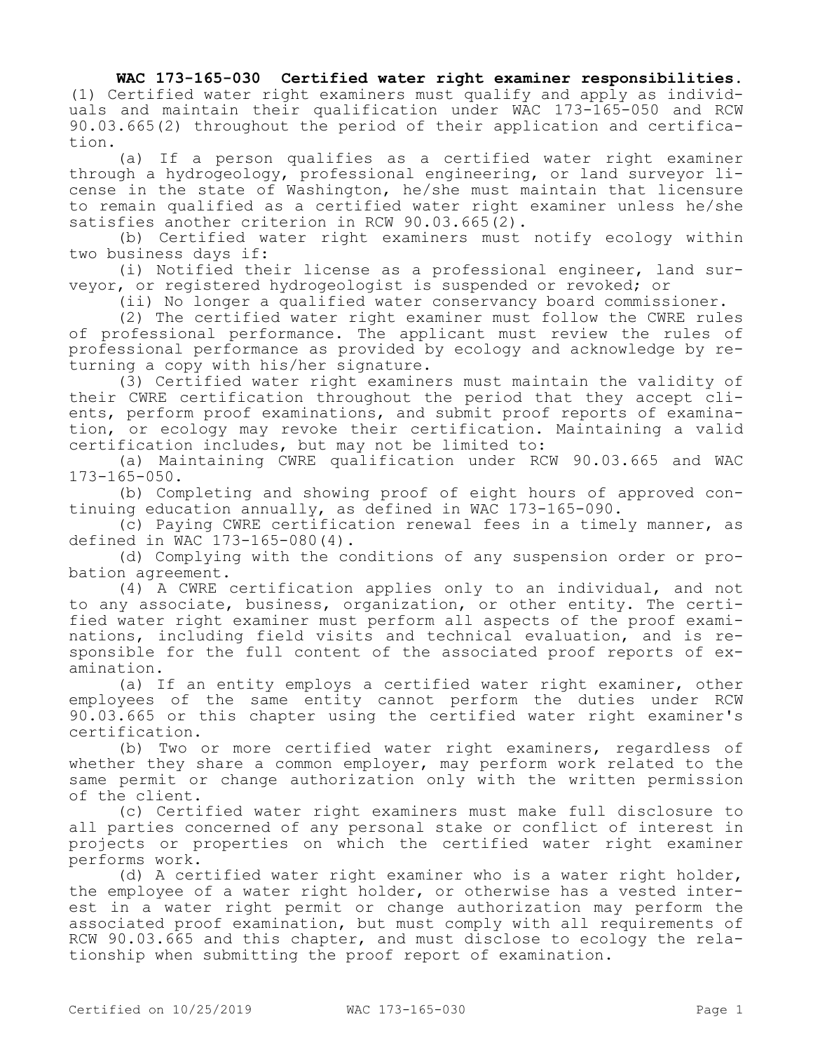**WAC 173-165-030 Certified water right examiner responsibilities.** (1) Certified water right examiners must qualify and apply as individuals and maintain their qualification under WAC 173-165-050 and RCW 90.03.665(2) throughout the period of their application and certification.

(a) If a person qualifies as a certified water right examiner through a hydrogeology, professional engineering, or land surveyor license in the state of Washington, he/she must maintain that licensure to remain qualified as a certified water right examiner unless he/she satisfies another criterion in RCW 90.03.665(2).

(b) Certified water right examiners must notify ecology within two business days if:

(i) Notified their license as a professional engineer, land surveyor, or registered hydrogeologist is suspended or revoked; or

(ii) No longer a qualified water conservancy board commissioner.

(2) The certified water right examiner must follow the CWRE rules of professional performance. The applicant must review the rules of professional performance as provided by ecology and acknowledge by returning a copy with his/her signature.

(3) Certified water right examiners must maintain the validity of their CWRE certification throughout the period that they accept clients, perform proof examinations, and submit proof reports of examination, or ecology may revoke their certification. Maintaining a valid certification includes, but may not be limited to:

(a) Maintaining CWRE qualification under RCW 90.03.665 and WAC 173-165-050.

(b) Completing and showing proof of eight hours of approved continuing education annually, as defined in WAC 173-165-090.

(c) Paying CWRE certification renewal fees in a timely manner, as defined in WAC 173-165-080(4).

(d) Complying with the conditions of any suspension order or probation agreement.

(4) A CWRE certification applies only to an individual, and not to any associate, business, organization, or other entity. The certified water right examiner must perform all aspects of the proof examinations, including field visits and technical evaluation, and is responsible for the full content of the associated proof reports of examination.

(a) If an entity employs a certified water right examiner, other employees of the same entity cannot perform the duties under RCW 90.03.665 or this chapter using the certified water right examiner's certification.

(b) Two or more certified water right examiners, regardless of whether they share a common employer, may perform work related to the same permit or change authorization only with the written permission of the client.

(c) Certified water right examiners must make full disclosure to all parties concerned of any personal stake or conflict of interest in projects or properties on which the certified water right examiner performs work.

(d) A certified water right examiner who is a water right holder, the employee of a water right holder, or otherwise has a vested interest in a water right permit or change authorization may perform the associated proof examination, but must comply with all requirements of RCW 90.03.665 and this chapter, and must disclose to ecology the relationship when submitting the proof report of examination.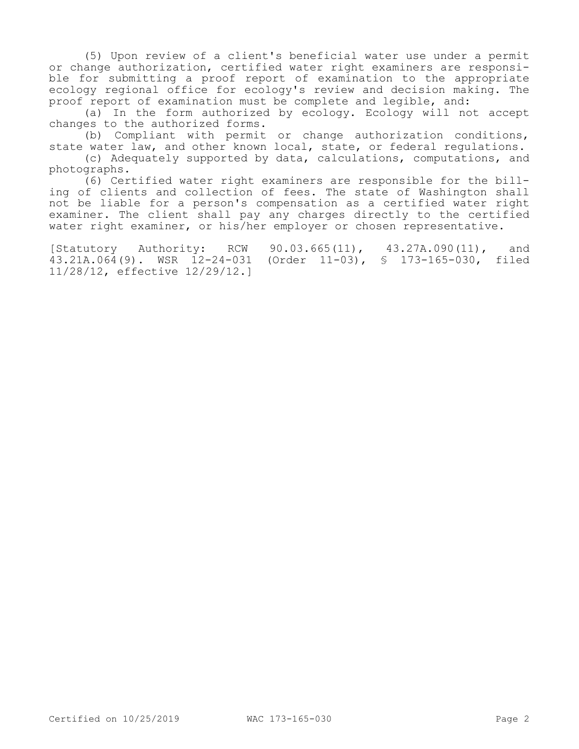(5) Upon review of a client's beneficial water use under a permit or change authorization, certified water right examiners are responsible for submitting a proof report of examination to the appropriate ecology regional office for ecology's review and decision making. The proof report of examination must be complete and legible, and:

(a) In the form authorized by ecology. Ecology will not accept changes to the authorized forms.

(b) Compliant with permit or change authorization conditions, state water law, and other known local, state, or federal regulations.

(c) Adequately supported by data, calculations, computations, and photographs.

(6) Certified water right examiners are responsible for the billing of clients and collection of fees. The state of Washington shall not be liable for a person's compensation as a certified water right examiner. The client shall pay any charges directly to the certified water right examiner, or his/her employer or chosen representative.

[Statutory Authority: RCW 90.03.665(11), 43.27A.090(11), and 43.21A.064(9). WSR 12-24-031 (Order 11-03), § 173-165-030, filed 11/28/12, effective 12/29/12.]